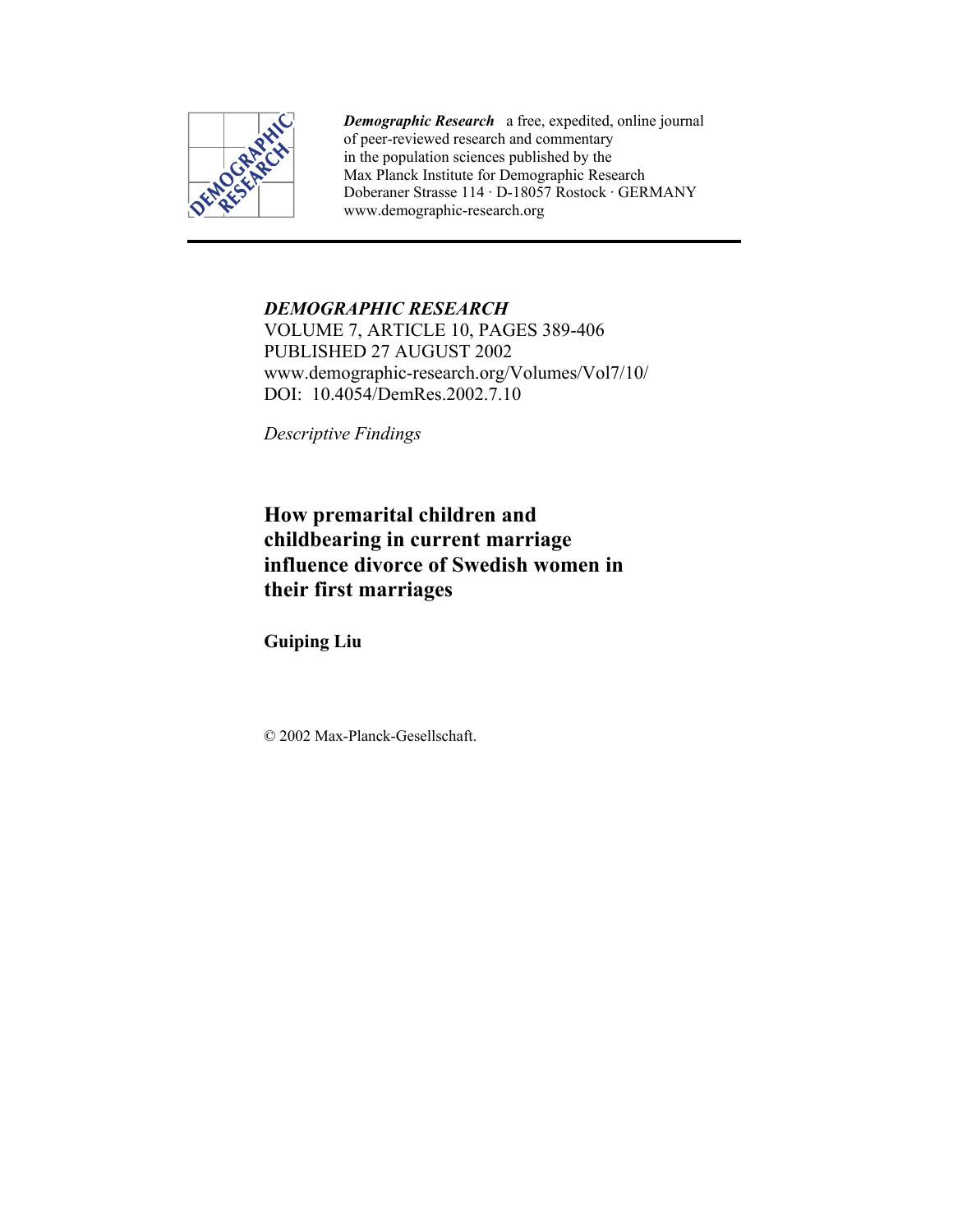***Demographic Research*** a free, expedited, online journal of peer-reviewed research and commentary in the population sciences published by the Max Planck Institute for Demographic Research Doberaner Strasse 114 · D-18057 Rostock · GERMANY www.demographic-research.org

*DEMOGRAPHIC RESEARCH*
VOLUME 7, ARTICLE 10, PAGES 389-406
PUBLISHED 27 AUGUST 2002
www.demographic-research.org/Volumes/Vol7/10/
DOI: 10.4054/DemRes.2002.7.10

*Descriptive Findings*

# How premarital children and childbearing in current marriage influence divorce of Swedish women in their first marriages

**Guiping Liu**

© 2002 Max-Planck-Gesellschaft.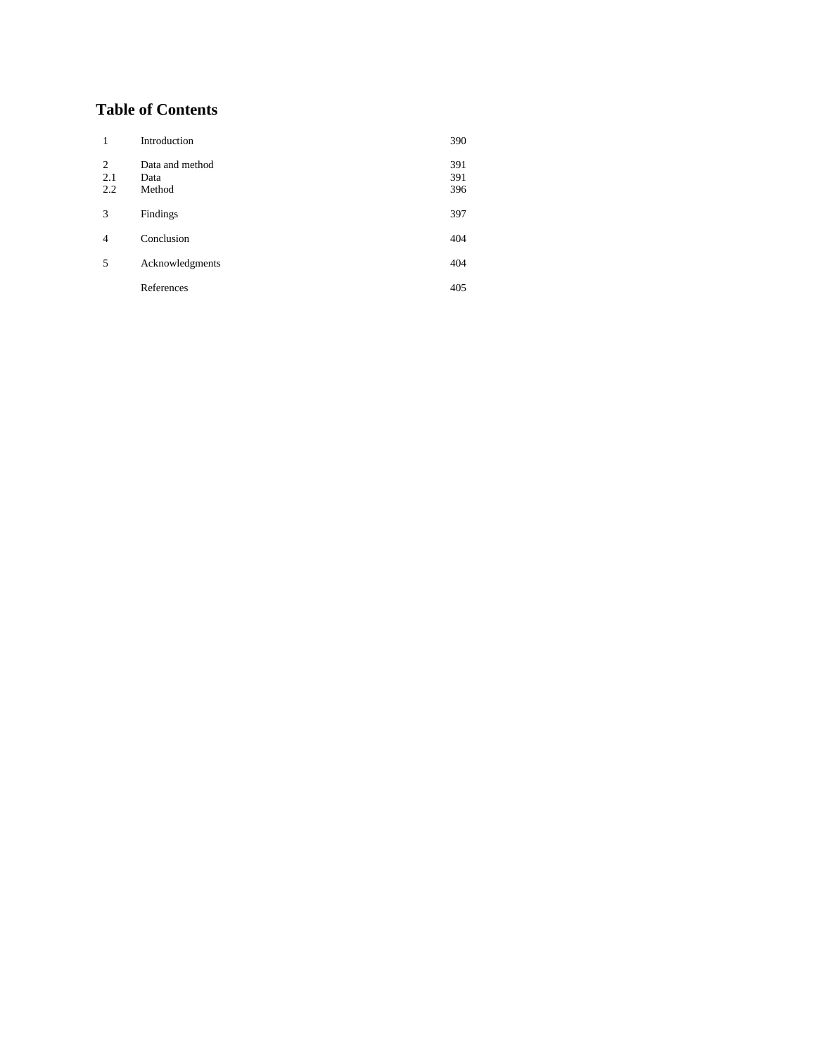## Table of Contents

| | | |
|---|---|---|
| 1 | Introduction | 390 |
| 2 | Data and method | 391 |
| 2.1 | Data | 391 |
| 2.2 | Method | 396 |
| 3 | Findings | 397 |
| 4 | Conclusion | 404 |
| 5 | Acknowledgments | 404 |
| | References | 405 |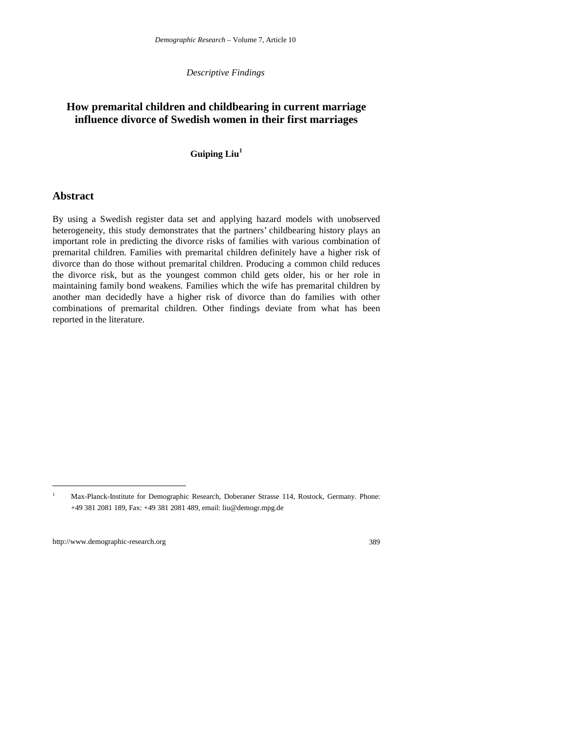*Descriptive Findings*

# How premarital children and childbearing in current marriage influence divorce of Swedish women in their first marriages

**Guiping Liu**[1]

## Abstract

By using a Swedish register data set and applying hazard models with unobserved heterogeneity, this study demonstrates that the partners' childbearing history plays an important role in predicting the divorce risks of families with various combination of premarital children. Families with premarital children definitely have a higher risk of divorce than do those without premarital children. Producing a common child reduces the divorce risk, but as the youngest common child gets older, his or her role in maintaining family bond weakens. Families which the wife has premarital children by another man decidedly have a higher risk of divorce than do families with other combinations of premarital children. Other findings deviate from what has been reported in the literature.

[1] Max-Planck-Institute for Demographic Research, Doberaner Strasse 114, Rostock, Germany. Phone: +49 381 2081 189, Fax: +49 381 2081 489, email: liu@demogr.mpg.de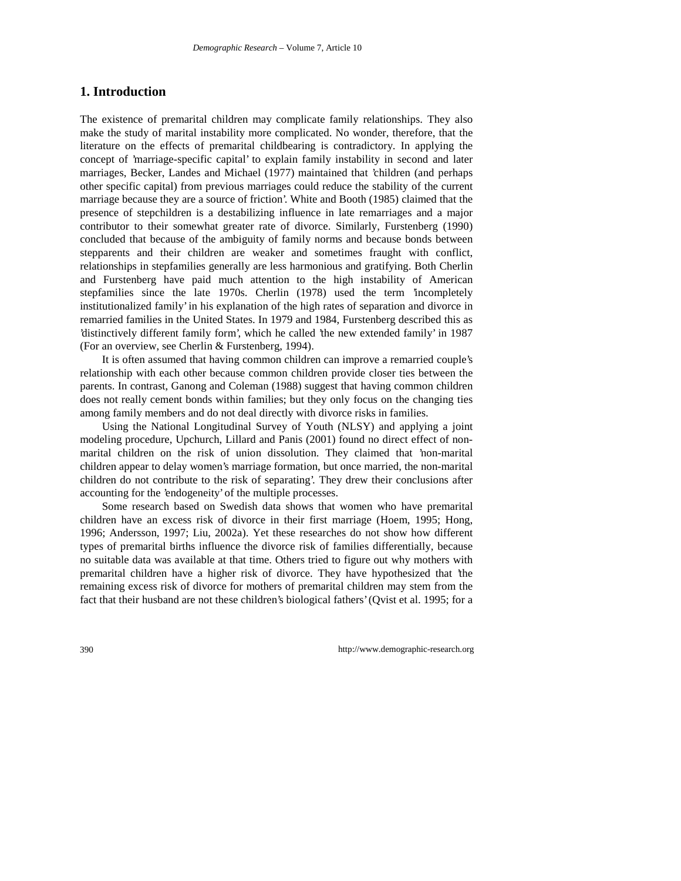# 1. Introduction

The existence of premarital children may complicate family relationships. They also make the study of marital instability more complicated. No wonder, therefore, that the literature on the effects of premarital childbearing is contradictory. In applying the concept of 'marriage-specific capital' to explain family instability in second and later marriages, Becker, Landes and Michael (1977) maintained that 'children (and perhaps other specific capital) from previous marriages could reduce the stability of the current marriage because they are a source of friction'. White and Booth (1985) claimed that the presence of stepchildren is a destabilizing influence in late remarriages and a major contributor to their somewhat greater rate of divorce. Similarly, Furstenberg (1990) concluded that because of the ambiguity of family norms and because bonds between stepparents and their children are weaker and sometimes fraught with conflict, relationships in stepfamilies generally are less harmonious and gratifying. Both Cherlin and Furstenberg have paid much attention to the high instability of American stepfamilies since the late 1970s. Cherlin (1978) used the term 'incompletely institutionalized family' in his explanation of the high rates of separation and divorce in remarried families in the United States. In 1979 and 1984, Furstenberg described this as 'distinctively different family form', which he called 'the new extended family' in 1987 (For an overview, see Cherlin & Furstenberg, 1994).

It is often assumed that having common children can improve a remarried couple's relationship with each other because common children provide closer ties between the parents. In contrast, Ganong and Coleman (1988) suggest that having common children does not really cement bonds within families; but they only focus on the changing ties among family members and do not deal directly with divorce risks in families.

Using the National Longitudinal Survey of Youth (NLSY) and applying a joint modeling procedure, Upchurch, Lillard and Panis (2001) found no direct effect of non-marital children on the risk of union dissolution. They claimed that 'non-marital children appear to delay women's marriage formation, but once married, the non-marital children do not contribute to the risk of separating'. They drew their conclusions after accounting for the 'endogeneity' of the multiple processes.

Some research based on Swedish data shows that women who have premarital children have an excess risk of divorce in their first marriage (Hoem, 1995; Hong, 1996; Andersson, 1997; Liu, 2002a). Yet these researches do not show how different types of premarital births influence the divorce risk of families differentially, because no suitable data was available at that time. Others tried to figure out why mothers with premarital children have a higher risk of divorce. They have hypothesized that 'the remaining excess risk of divorce for mothers of premarital children may stem from the fact that their husband are not these children's biological fathers' (Qvist et al. 1995; for a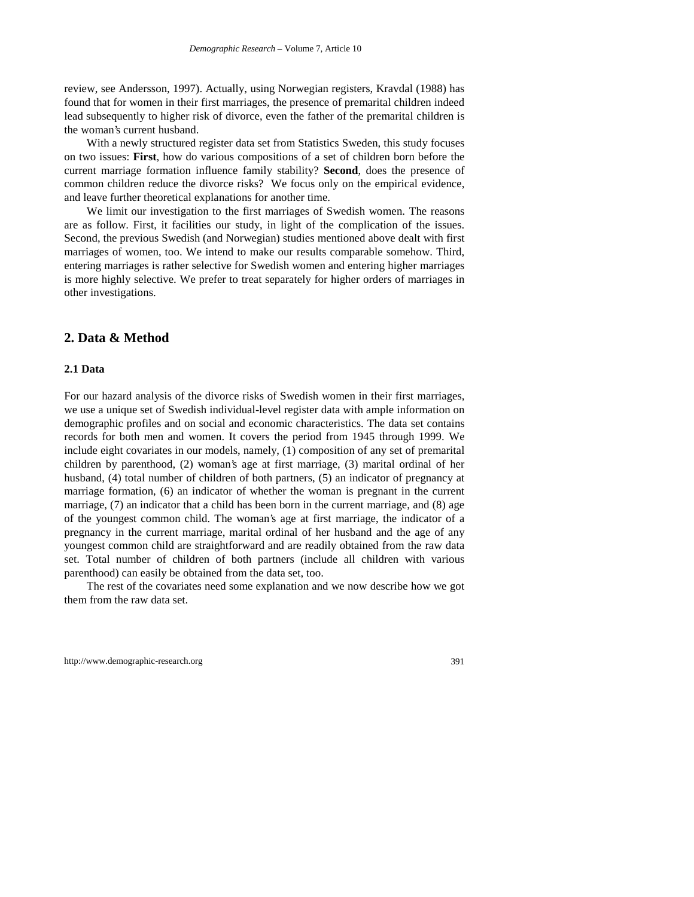review, see Andersson, 1997). Actually, using Norwegian registers, Kravdal (1988) has found that for women in their first marriages, the presence of premarital children indeed lead subsequently to higher risk of divorce, even the father of the premarital children is the woman's current husband.

With a newly structured register data set from Statistics Sweden, this study focuses on two issues: **First**, how do various compositions of a set of children born before the current marriage formation influence family stability? **Second**, does the presence of common children reduce the divorce risks? We focus only on the empirical evidence, and leave further theoretical explanations for another time.

We limit our investigation to the first marriages of Swedish women. The reasons are as follow. First, it facilities our study, in light of the complication of the issues. Second, the previous Swedish (and Norwegian) studies mentioned above dealt with first marriages of women, too. We intend to make our results comparable somehow. Third, entering marriages is rather selective for Swedish women and entering higher marriages is more highly selective. We prefer to treat separately for higher orders of marriages in other investigations.

## 2. Data & Method

### 2.1 Data

For our hazard analysis of the divorce risks of Swedish women in their first marriages, we use a unique set of Swedish individual-level register data with ample information on demographic profiles and on social and economic characteristics. The data set contains records for both men and women. It covers the period from 1945 through 1999. We include eight covariates in our models, namely, (1) composition of any set of premarital children by parenthood, (2) woman's age at first marriage, (3) marital ordinal of her husband, (4) total number of children of both partners, (5) an indicator of pregnancy at marriage formation, (6) an indicator of whether the woman is pregnant in the current marriage, (7) an indicator that a child has been born in the current marriage, and (8) age of the youngest common child. The woman's age at first marriage, the indicator of a pregnancy in the current marriage, marital ordinal of her husband and the age of any youngest common child are straightforward and are readily obtained from the raw data set. Total number of children of both partners (include all children with various parenthood) can easily be obtained from the data set, too.

The rest of the covariates need some explanation and we now describe how we got them from the raw data set.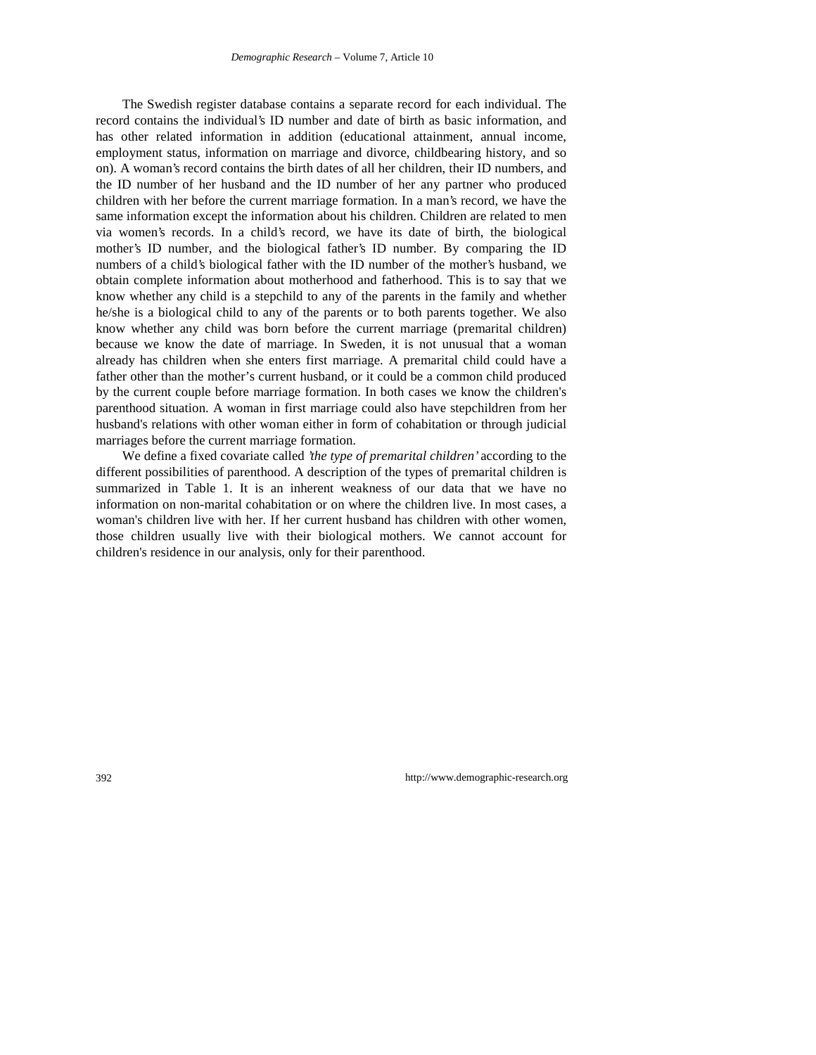The Swedish register database contains a separate record for each individual. The record contains the individual's ID number and date of birth as basic information, and has other related information in addition (educational attainment, annual income, employment status, information on marriage and divorce, childbearing history, and so on). A woman's record contains the birth dates of all her children, their ID numbers, and the ID number of her husband and the ID number of her any partner who produced children with her before the current marriage formation. In a man's record, we have the same information except the information about his children. Children are related to men via women's records. In a child's record, we have its date of birth, the biological mother's ID number, and the biological father's ID number. By comparing the ID numbers of a child's biological father with the ID number of the mother's husband, we obtain complete information about motherhood and fatherhood. This is to say that we know whether any child is a stepchild to any of the parents in the family and whether he/she is a biological child to any of the parents or to both parents together. We also know whether any child was born before the current marriage (premarital children) because we know the date of marriage. In Sweden, it is not unusual that a woman already has children when she enters first marriage. A premarital child could have a father other than the mother's current husband, or it could be a common child produced by the current couple before marriage formation. In both cases we know the children's parenthood situation. A woman in first marriage could also have stepchildren from her husband's relations with other woman either in form of cohabitation or through judicial marriages before the current marriage formation.

We define a fixed covariate called *'the type of premarital children'* according to the different possibilities of parenthood. A description of the types of premarital children is summarized in Table 1. It is an inherent weakness of our data that we have no information on non-marital cohabitation or on where the children live. In most cases, a woman's children live with her. If her current husband has children with other women, those children usually live with their biological mothers. We cannot account for children's residence in our analysis, only for their parenthood.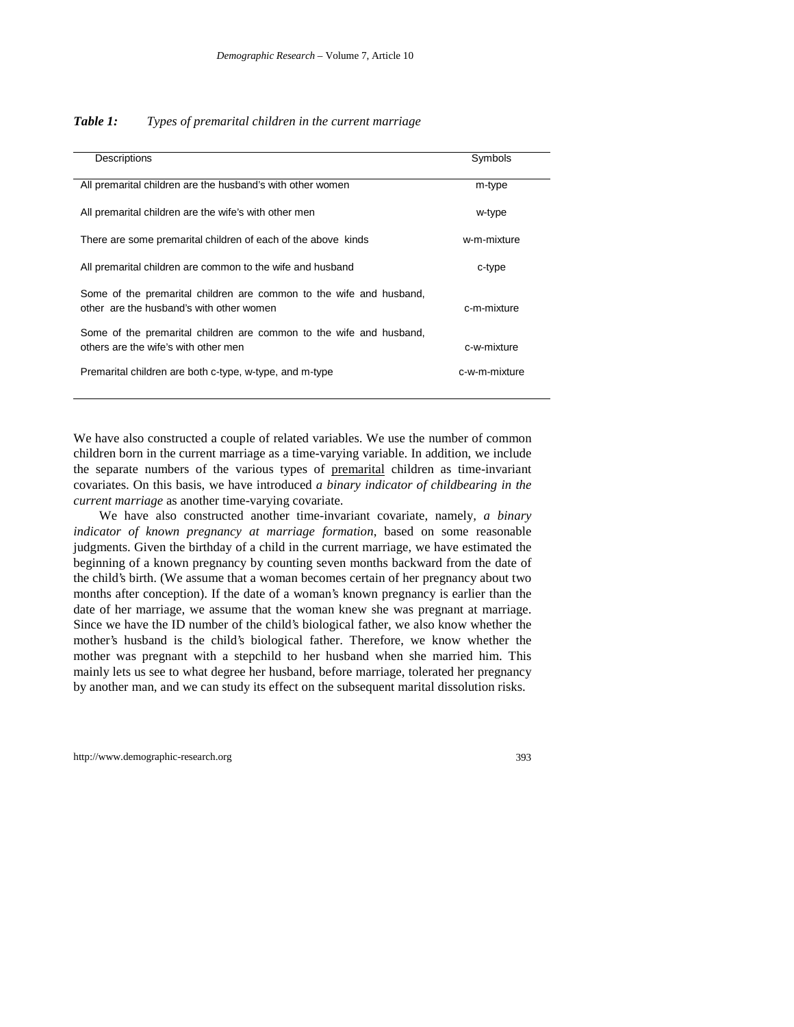***Table 1:*** *Types of premarital children in the current marriage*

| Descriptions | Symbols |
|---|---|
| All premarital children are the husband's with other women | m-type |
| All premarital children are the wife's with other men | w-type |
| There are some premarital children of each of the above kinds | w-m-mixture |
| All premarital children are common to the wife and husband | c-type |
| Some of the premarital children are common to the wife and husband, other are the husband's with other women | c-m-mixture |
| Some of the premarital children are common to the wife and husband, others are the wife's with other men | c-w-mixture |
| Premarital children are both c-type, w-type, and m-type | c-w-m-mixture |

We have also constructed a couple of related variables. We use the number of common children born in the current marriage as a time-varying variable. In addition, we include the separate numbers of the various types of premarital children as time-invariant covariates. On this basis, we have introduced *a binary indicator of childbearing in the current marriage* as another time-varying covariate.

We have also constructed another time-invariant covariate, namely, *a binary indicator of known pregnancy at marriage formation*, based on some reasonable judgments. Given the birthday of a child in the current marriage, we have estimated the beginning of a known pregnancy by counting seven months backward from the date of the child's birth. (We assume that a woman becomes certain of her pregnancy about two months after conception). If the date of a woman's known pregnancy is earlier than the date of her marriage, we assume that the woman knew she was pregnant at marriage. Since we have the ID number of the child's biological father, we also know whether the mother's husband is the child's biological father. Therefore, we know whether the mother was pregnant with a stepchild to her husband when she married him. This mainly lets us see to what degree her husband, before marriage, tolerated her pregnancy by another man, and we can study its effect on the subsequent marital dissolution risks.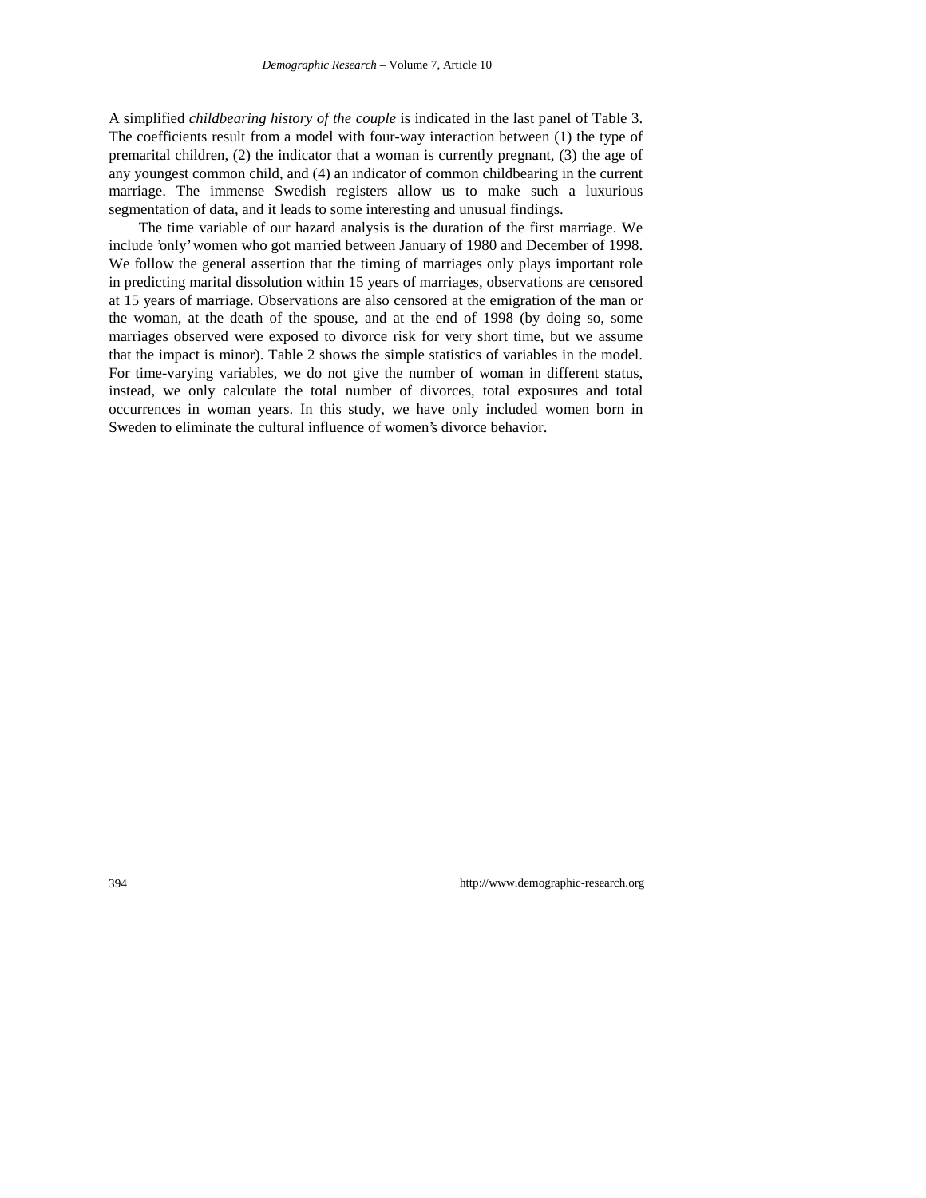A simplified *childbearing history of the couple* is indicated in the last panel of Table 3. The coefficients result from a model with four-way interaction between (1) the type of premarital children, (2) the indicator that a woman is currently pregnant, (3) the age of any youngest common child, and (4) an indicator of common childbearing in the current marriage. The immense Swedish registers allow us to make such a luxurious segmentation of data, and it leads to some interesting and unusual findings.

The time variable of our hazard analysis is the duration of the first marriage. We include 'only' women who got married between January of 1980 and December of 1998. We follow the general assertion that the timing of marriages only plays important role in predicting marital dissolution within 15 years of marriages, observations are censored at 15 years of marriage. Observations are also censored at the emigration of the man or the woman, at the death of the spouse, and at the end of 1998 (by doing so, some marriages observed were exposed to divorce risk for very short time, but we assume that the impact is minor). Table 2 shows the simple statistics of variables in the model. For time-varying variables, we do not give the number of woman in different status, instead, we only calculate the total number of divorces, total exposures and total occurrences in woman years. In this study, we have only included women born in Sweden to eliminate the cultural influence of women's divorce behavior.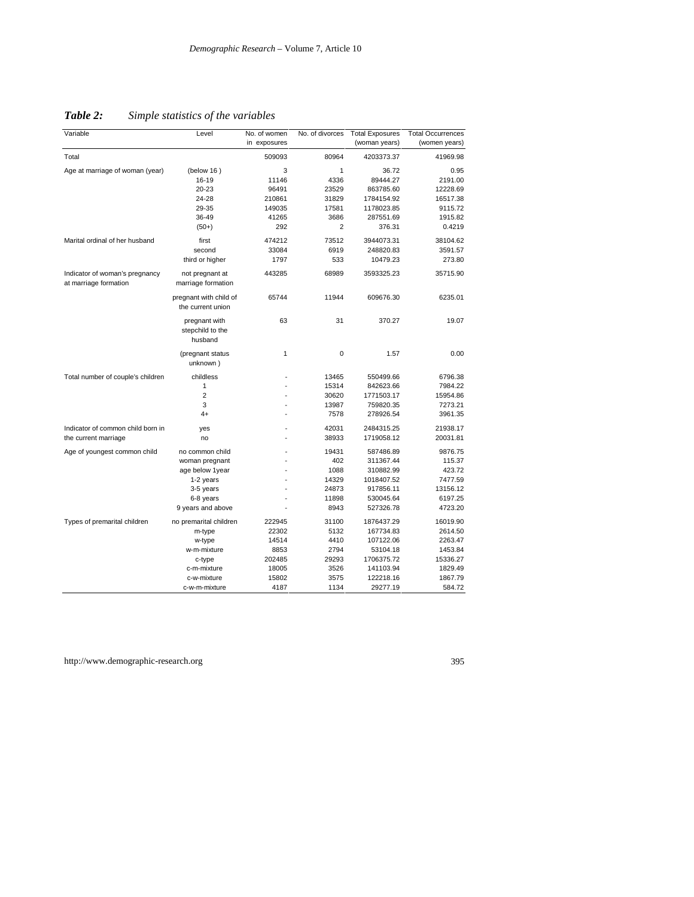***Table 2:*** *Simple statistics of the variables*

| Variable | Level | No. of women in exposures | No. of divorces | Total Exposures (woman years) | Total Occurrences (women years) |
|---|---|---|---|---|---|
| Total | | 509093 | 80964 | 4203373.37 | 41969.98 |
| Age at marriage of woman (year) | (below 16 ) | 3 | 1 | 36.72 | 0.95 |
| | 16-19 | 11146 | 4336 | 89444.27 | 2191.00 |
| | 20-23 | 96491 | 23529 | 863785.60 | 12228.69 |
| | 24-28 | 210861 | 31829 | 1784154.92 | 16517.38 |
| | 29-35 | 149035 | 17581 | 1178023.85 | 9115.72 |
| | 36-49 | 41265 | 3686 | 287551.69 | 1915.82 |
| | (50+) | 292 | 2 | 376.31 | 0.4219 |
| Marital ordinal of her husband | first | 474212 | 73512 | 3944073.31 | 38104.62 |
| | second | 33084 | 6919 | 248820.83 | 3591.57 |
| | third or higher | 1797 | 533 | 10479.23 | 273.80 |
| Indicator of woman's pregnancy at marriage formation | not pregnant at marriage formation | 443285 | 68989 | 3593325.23 | 35715.90 |
| | pregnant with child of the current union | 65744 | 11944 | 609676.30 | 6235.01 |
| | pregnant with stepchild to the husband | 63 | 31 | 370.27 | 19.07 |
| | (pregnant status unknown ) | 1 | 0 | 1.57 | 0.00 |
| Total number of couple's children | childless | - | 13465 | 550499.66 | 6796.38 |
| | 1 | - | 15314 | 842623.66 | 7984.22 |
| | 2 | - | 30620 | 1771503.17 | 15954.86 |
| | 3 | - | 13987 | 759820.35 | 7273.21 |
| | 4+ | - | 7578 | 278926.54 | 3961.35 |
| Indicator of common child born in the current marriage | yes | - | 42031 | 2484315.25 | 21938.17 |
| | no | - | 38933 | 1719058.12 | 20031.81 |
| Age of youngest common child | no common child | - | 19431 | 587486.89 | 9876.75 |
| | woman pregnant | - | 402 | 311367.44 | 115.37 |
| | age below 1year | - | 1088 | 310882.99 | 423.72 |
| | 1-2 years | - | 14329 | 1018407.52 | 7477.59 |
| | 3-5 years | - | 24873 | 917856.11 | 13156.12 |
| | 6-8 years | - | 11898 | 530045.64 | 6197.25 |
| | 9 years and above | - | 8943 | 527326.78 | 4723.20 |
| Types of premarital children | no premarital children | 222945 | 31100 | 1876437.29 | 16019.90 |
| | m-type | 22302 | 5132 | 167734.83 | 2614.50 |
| | w-type | 14514 | 4410 | 107122.06 | 2263.47 |
| | w-m-mixture | 8853 | 2794 | 53104.18 | 1453.84 |
| | c-type | 202485 | 29293 | 1706375.72 | 15336.27 |
| | c-m-mixture | 18005 | 3526 | 141103.94 | 1829.49 |
| | c-w-mixture | 15802 | 3575 | 122218.16 | 1867.79 |
| | c-w-m-mixture | 4187 | 1134 | 29277.19 | 584.72 |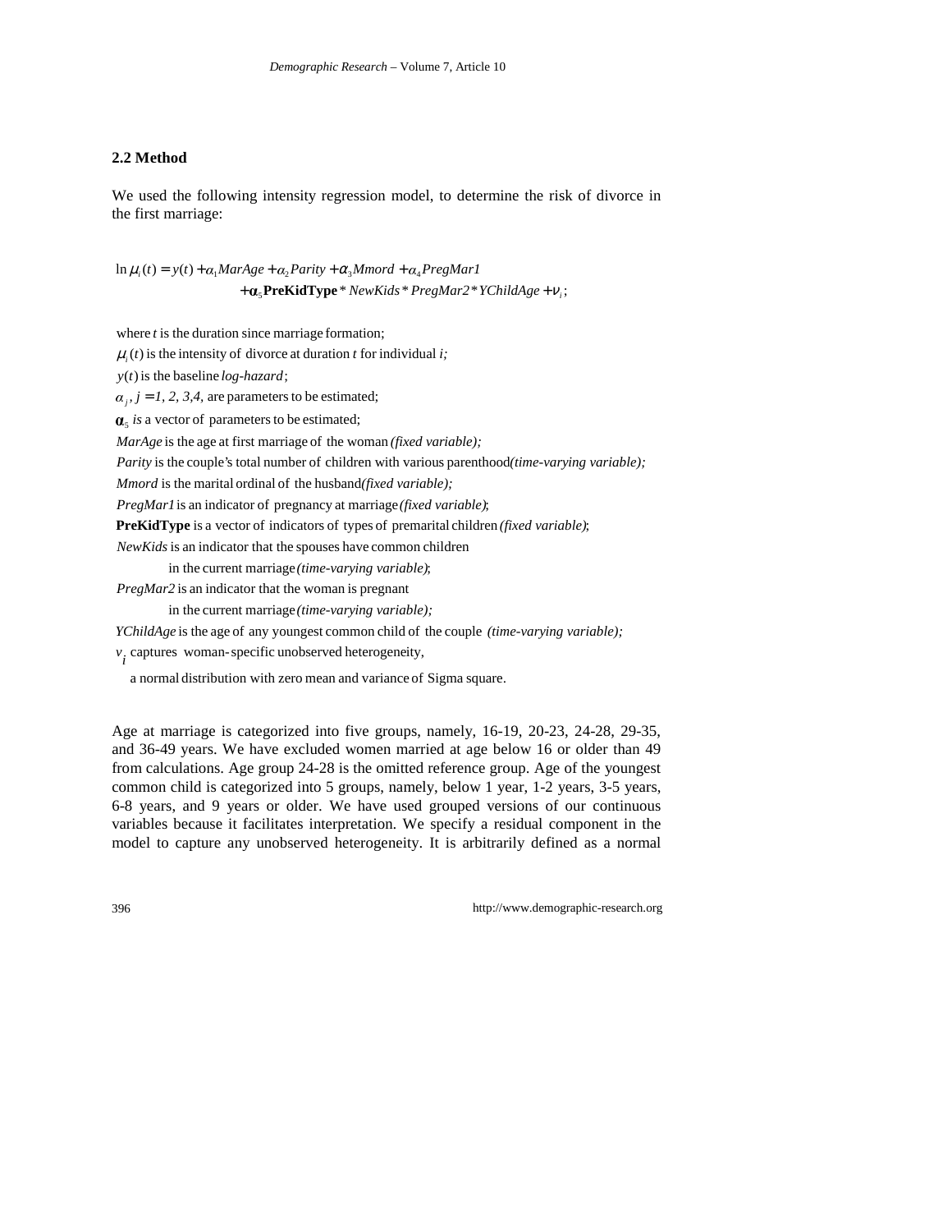## 2.2 Method

We used the following intensity regression model, to determine the risk of divorce in the first marriage:

$$\ln \mu_i(t) = y(t) + \alpha_1 MarAge + \alpha_2 Parity + \alpha_3 Mmord + \alpha_4 PregMar1 \\ + \boldsymbol{\alpha}_5 \mathbf{PreKidType} * NewKids * PregMar2 * YChildAge + \nu_i;$$

where $t$ is the duration since marriage formation;

$\mu_i(t)$ is the intensity of divorce at duration $t$ for individual $i$;

$y(t)$ is the baseline *log-hazard*;

$\alpha_j$, $j = 1, 2, 3, 4$, are parameters to be estimated;

$\boldsymbol{\alpha}_5$ *is* a vector of parameters to be estimated;

*MarAge* is the age at first marriage of the woman *(fixed variable);*

*Parity* is the couple's total number of children with various parenthood *(time-varying variable);*

*Mmord* is the marital ordinal of the husband *(fixed variable);*

*PregMar1* is an indicator of pregnancy at marriage *(fixed variable)*;

**PreKidType** is a vector of indicators of types of premarital children *(fixed variable)*;

*NewKids* is an indicator that the spouses have common children in the current marriage *(time-varying variable)*;

*PregMar2* is an indicator that the woman is pregnant in the current marriage *(time-varying variable);*

*YChildAge* is the age of any youngest common child of the couple *(time-varying variable);*

$v_i$ captures woman-specific unobserved heterogeneity, a normal distribution with zero mean and variance of Sigma square.

Age at marriage is categorized into five groups, namely, 16-19, 20-23, 24-28, 29-35, and 36-49 years. We have excluded women married at age below 16 or older than 49 from calculations. Age group 24-28 is the omitted reference group. Age of the youngest common child is categorized into 5 groups, namely, below 1 year, 1-2 years, 3-5 years, 6-8 years, and 9 years or older. We have used grouped versions of our continuous variables because it facilitates interpretation. We specify a residual component in the model to capture any unobserved heterogeneity. It is arbitrarily defined as a normal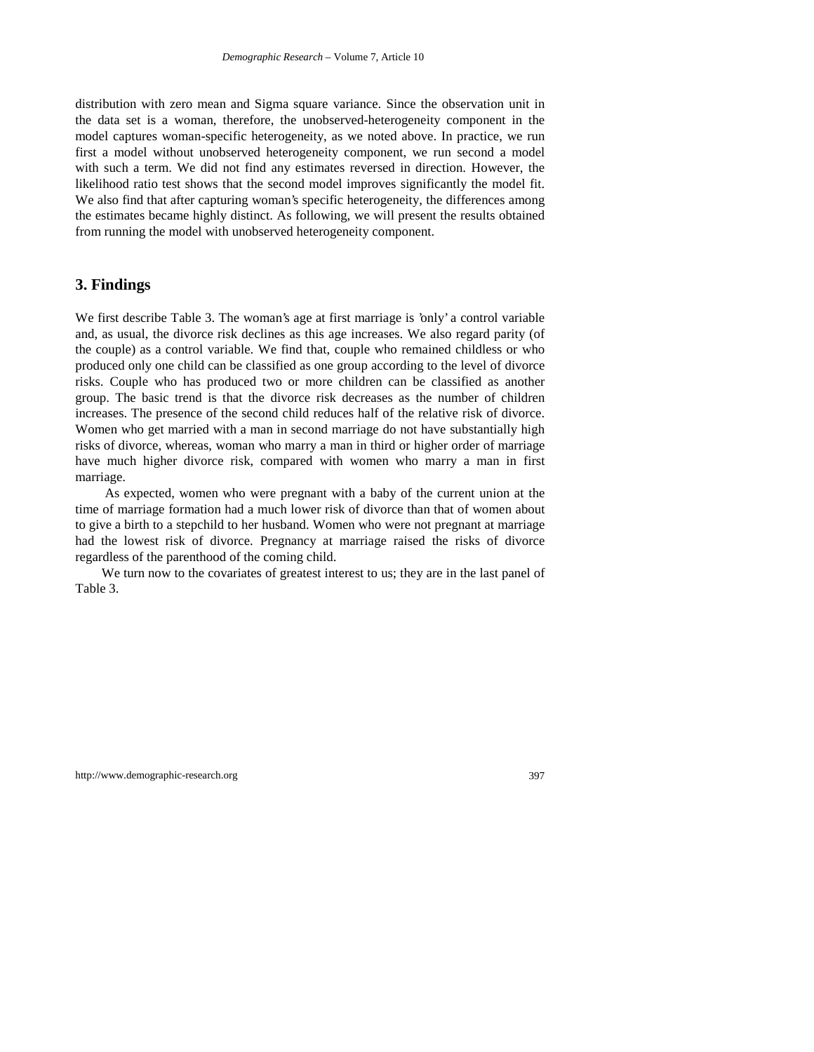distribution with zero mean and Sigma square variance. Since the observation unit in the data set is a woman, therefore, the unobserved-heterogeneity component in the model captures woman-specific heterogeneity, as we noted above. In practice, we run first a model without unobserved heterogeneity component, we run second a model with such a term. We did not find any estimates reversed in direction. However, the likelihood ratio test shows that the second model improves significantly the model fit. We also find that after capturing woman's specific heterogeneity, the differences among the estimates became highly distinct. As following, we will present the results obtained from running the model with unobserved heterogeneity component.

## 3. Findings

We first describe Table 3. The woman's age at first marriage is 'only' a control variable and, as usual, the divorce risk declines as this age increases. We also regard parity (of the couple) as a control variable. We find that, couple who remained childless or who produced only one child can be classified as one group according to the level of divorce risks. Couple who has produced two or more children can be classified as another group. The basic trend is that the divorce risk decreases as the number of children increases. The presence of the second child reduces half of the relative risk of divorce. Women who get married with a man in second marriage do not have substantially high risks of divorce, whereas, woman who marry a man in third or higher order of marriage have much higher divorce risk, compared with women who marry a man in first marriage.

As expected, women who were pregnant with a baby of the current union at the time of marriage formation had a much lower risk of divorce than that of women about to give a birth to a stepchild to her husband. Women who were not pregnant at marriage had the lowest risk of divorce. Pregnancy at marriage raised the risks of divorce regardless of the parenthood of the coming child.

We turn now to the covariates of greatest interest to us; they are in the last panel of Table 3.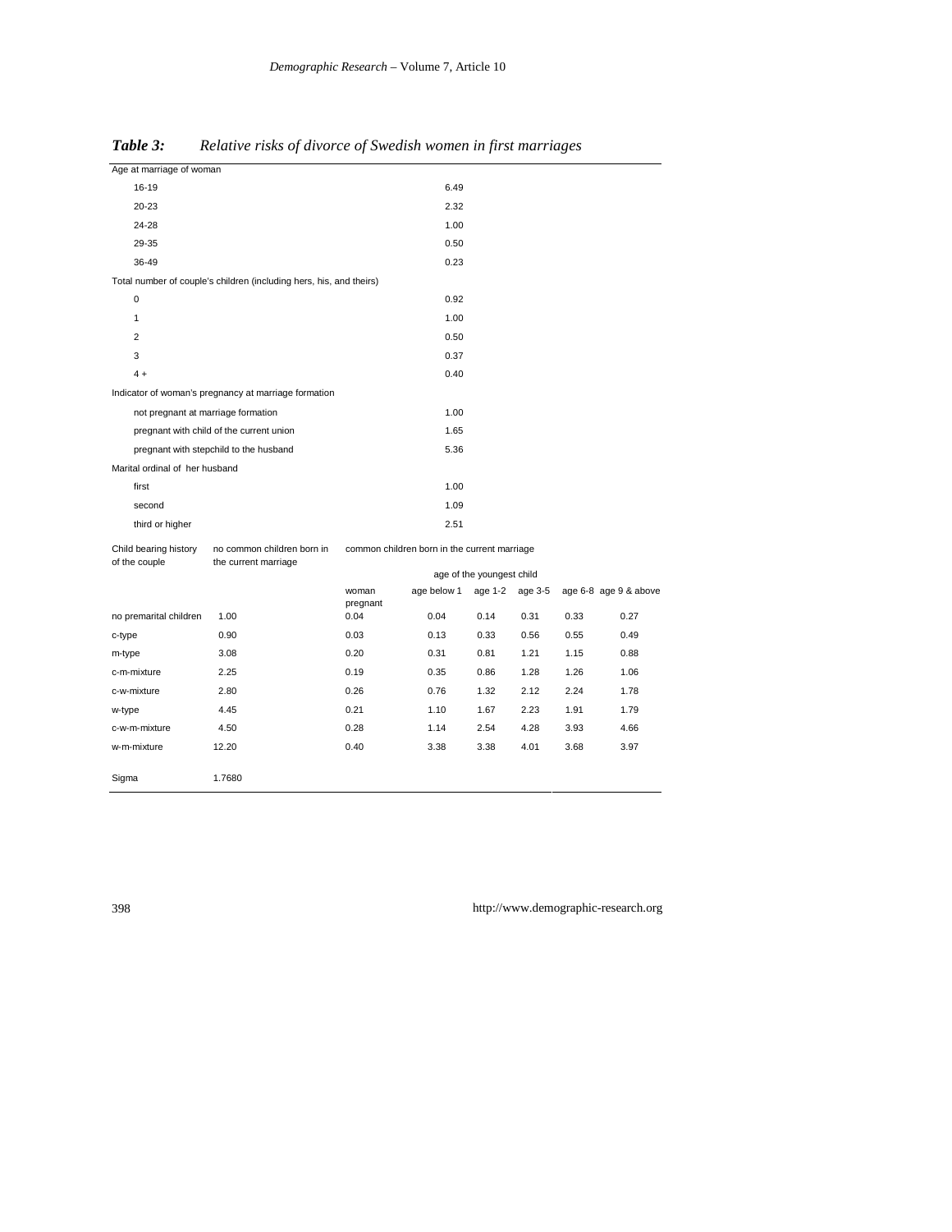***Table 3:*** *Relative risks of divorce of Swedish women in first marriages*

| | | | | | | | |
|---|---|---|---|---|---|---|---|
| **Age at marriage of woman** | | | | | | | |
| 16-19 | | | 6.49 | | | | |
| 20-23 | | | 2.32 | | | | |
| 24-28 | | | 1.00 | | | | |
| 29-35 | | | 0.50 | | | | |
| 36-49 | | | 0.23 | | | | |
| **Total number of couple's children (including hers, his, and theirs)** | | | | | | | |
| 0 | | | 0.92 | | | | |
| 1 | | | 1.00 | | | | |
| 2 | | | 0.50 | | | | |
| 3 | | | 0.37 | | | | |
| 4 + | | | 0.40 | | | | |
| **Indicator of woman's pregnancy at marriage formation** | | | | | | | |
| not pregnant at marriage formation | | | 1.00 | | | | |
| pregnant with child of the current union | | | 1.65 | | | | |
| pregnant with stepchild to the husband | | | 5.36 | | | | |
| **Marital ordinal of her husband** | | | | | | | |
| first | | | 1.00 | | | | |
| second | | | 1.09 | | | | |
| third or higher | | | 2.51 | | | | |

| Child bearing history of the couple | no common children born in the current marriage | common children born in the current marriage | | | | | |
|---|---|---|---|---|---|---|---|
| | | | age of the youngest child | | | | |
| | | woman pregnant | age below 1 | age 1-2 | age 3-5 | age 6-8 | age 9 & above |
| no premarital children | 1.00 | 0.04 | 0.04 | 0.14 | 0.31 | 0.33 | 0.27 |
| c-type | 0.90 | 0.03 | 0.13 | 0.33 | 0.56 | 0.55 | 0.49 |
| m-type | 3.08 | 0.20 | 0.31 | 0.81 | 1.21 | 1.15 | 0.88 |
| c-m-mixture | 2.25 | 0.19 | 0.35 | 0.86 | 1.28 | 1.26 | 1.06 |
| c-w-mixture | 2.80 | 0.26 | 0.76 | 1.32 | 2.12 | 2.24 | 1.78 |
| w-type | 4.45 | 0.21 | 1.10 | 1.67 | 2.23 | 1.91 | 1.79 |
| c-w-m-mixture | 4.50 | 0.28 | 1.14 | 2.54 | 4.28 | 3.93 | 4.66 |
| w-m-mixture | 12.20 | 0.40 | 3.38 | 3.38 | 4.01 | 3.68 | 3.97 |
| | | | | | | | |
| Sigma | 1.7680 | | | | | | |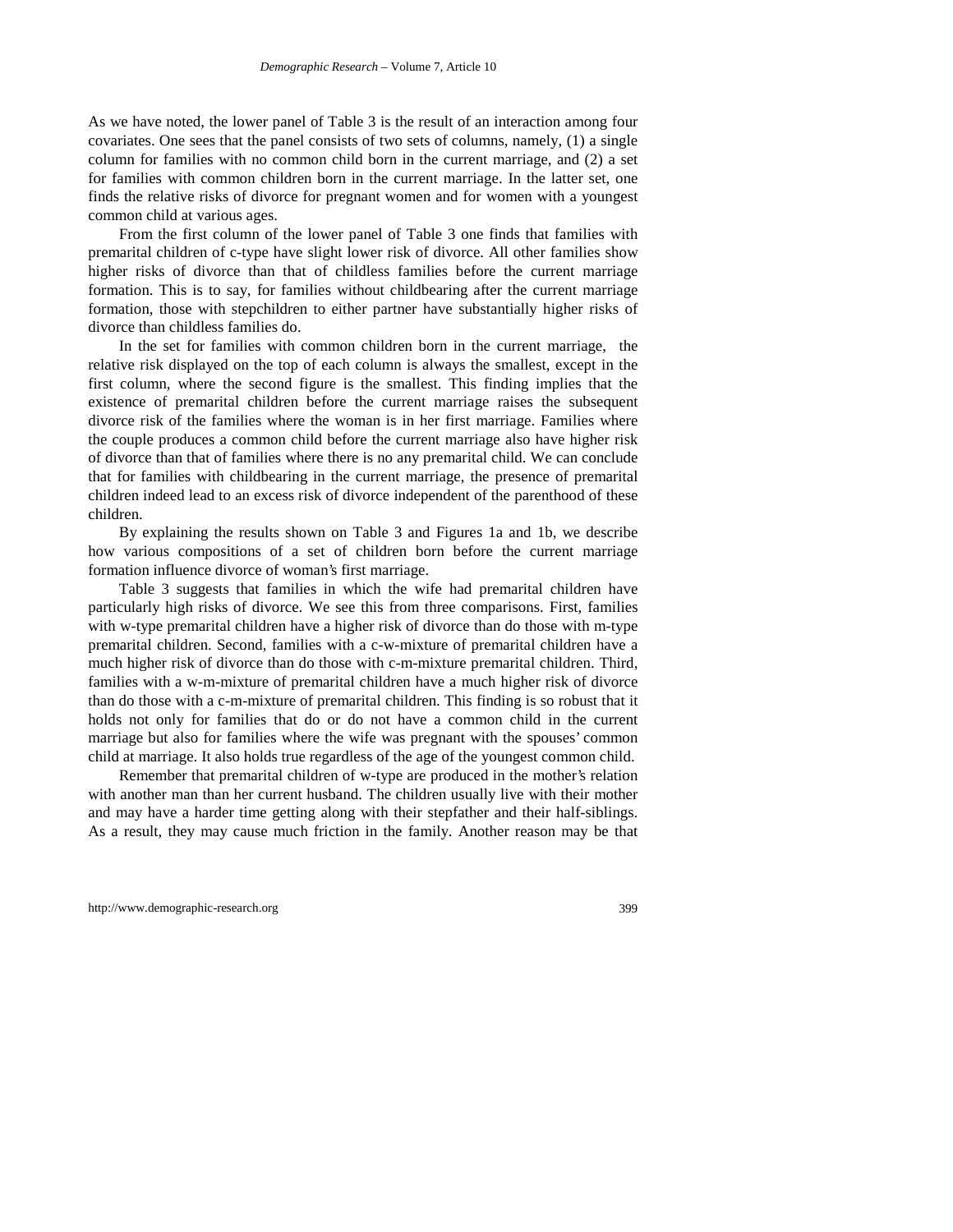As we have noted, the lower panel of Table 3 is the result of an interaction among four covariates. One sees that the panel consists of two sets of columns, namely, (1) a single column for families with no common child born in the current marriage, and (2) a set for families with common children born in the current marriage. In the latter set, one finds the relative risks of divorce for pregnant women and for women with a youngest common child at various ages.

From the first column of the lower panel of Table 3 one finds that families with premarital children of c-type have slight lower risk of divorce. All other families show higher risks of divorce than that of childless families before the current marriage formation. This is to say, for families without childbearing after the current marriage formation, those with stepchildren to either partner have substantially higher risks of divorce than childless families do.

In the set for families with common children born in the current marriage, the relative risk displayed on the top of each column is always the smallest, except in the first column, where the second figure is the smallest. This finding implies that the existence of premarital children before the current marriage raises the subsequent divorce risk of the families where the woman is in her first marriage. Families where the couple produces a common child before the current marriage also have higher risk of divorce than that of families where there is no any premarital child. We can conclude that for families with childbearing in the current marriage, the presence of premarital children indeed lead to an excess risk of divorce independent of the parenthood of these children.

By explaining the results shown on Table 3 and Figures 1a and 1b, we describe how various compositions of a set of children born before the current marriage formation influence divorce of woman's first marriage.

Table 3 suggests that families in which the wife had premarital children have particularly high risks of divorce. We see this from three comparisons. First, families with w-type premarital children have a higher risk of divorce than do those with m-type premarital children. Second, families with a c-w-mixture of premarital children have a much higher risk of divorce than do those with c-m-mixture premarital children. Third, families with a w-m-mixture of premarital children have a much higher risk of divorce than do those with a c-m-mixture of premarital children. This finding is so robust that it holds not only for families that do or do not have a common child in the current marriage but also for families where the wife was pregnant with the spouses' common child at marriage. It also holds true regardless of the age of the youngest common child.

Remember that premarital children of w-type are produced in the mother's relation with another man than her current husband. The children usually live with their mother and may have a harder time getting along with their stepfather and their half-siblings. As a result, they may cause much friction in the family. Another reason may be that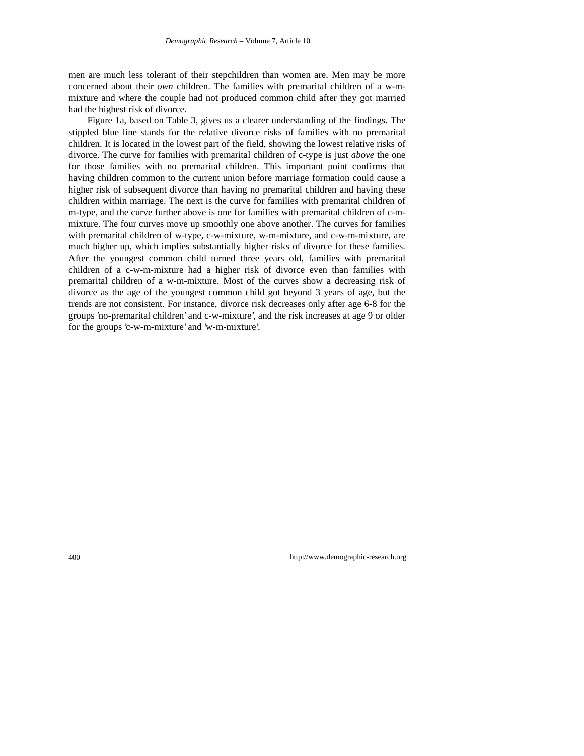men are much less tolerant of their stepchildren than women are. Men may be more concerned about their *own* children. The families with premarital children of a w-m-mixture and where the couple had not produced common child after they got married had the highest risk of divorce.

Figure 1a, based on Table 3, gives us a clearer understanding of the findings. The stippled blue line stands for the relative divorce risks of families with no premarital children. It is located in the lowest part of the field, showing the lowest relative risks of divorce. The curve for families with premarital children of c-type is just *above* the one for those families with no premarital children. This important point confirms that having children common to the current union before marriage formation could cause a higher risk of subsequent divorce than having no premarital children and having these children within marriage. The next is the curve for families with premarital children of m-type, and the curve further above is one for families with premarital children of c-m-mixture. The four curves move up smoothly one above another. The curves for families with premarital children of w-type, c-w-mixture, w-m-mixture, and c-w-m-mixture, are much higher up, which implies substantially higher risks of divorce for these families. After the youngest common child turned three years old, families with premarital children of a c-w-m-mixture had a higher risk of divorce even than families with premarital children of a w-m-mixture. Most of the curves show a decreasing risk of divorce as the age of the youngest common child got beyond 3 years of age, but the trends are not consistent. For instance, divorce risk decreases only after age 6-8 for the groups 'no-premarital children' and c-w-mixture', and the risk increases at age 9 or older for the groups 'c-w-m-mixture' and 'w-m-mixture'.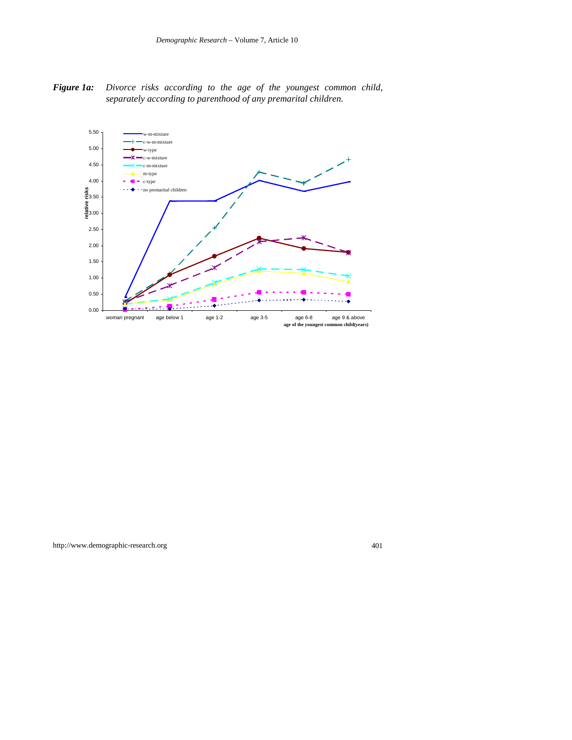***Figure 1a:*** *Divorce risks according to the age of the youngest common child, separately according to parenthood of any premarital children.*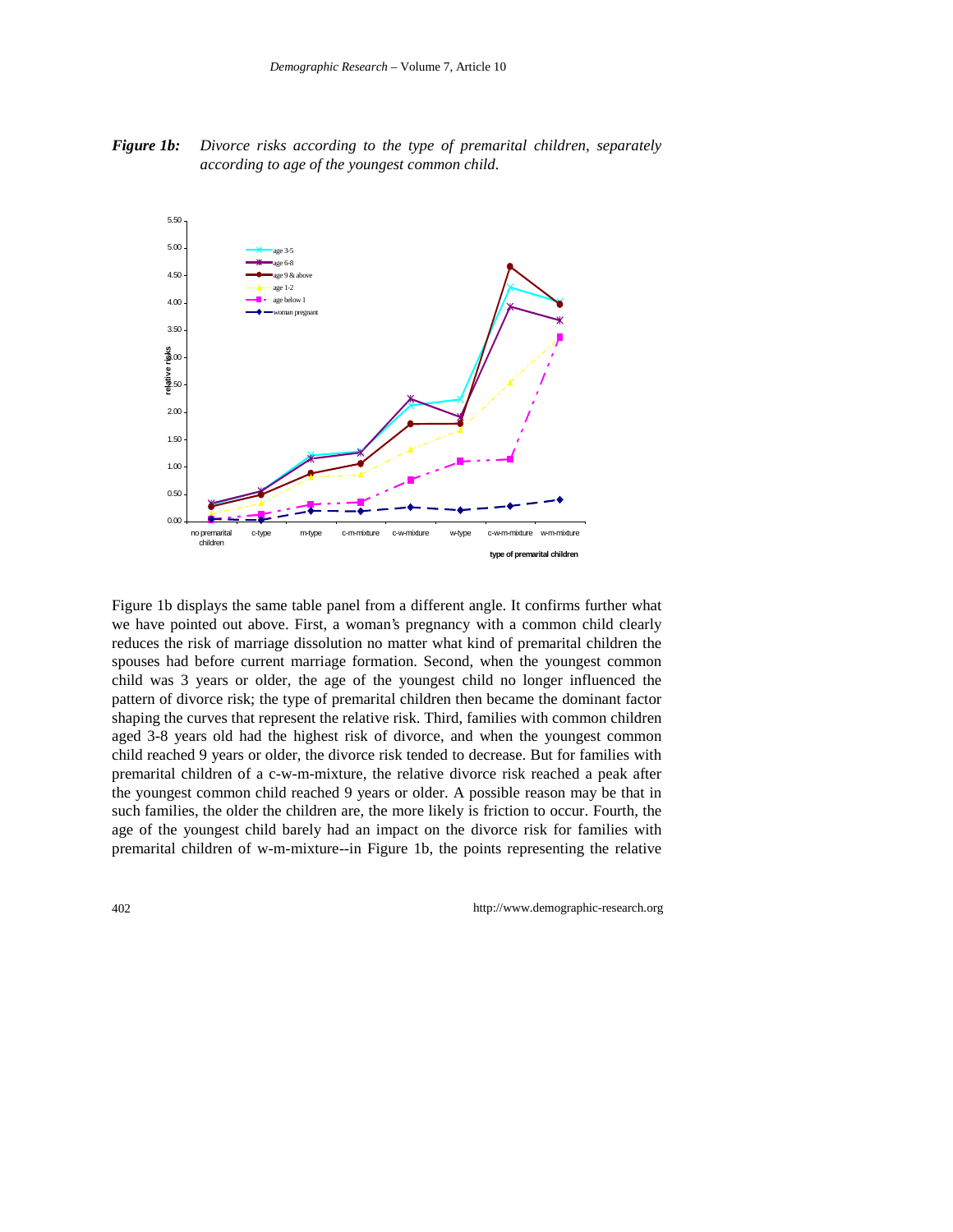***Figure 1b:*** *Divorce risks according to the type of premarital children, separately according to age of the youngest common child.*

Figure 1b displays the same table panel from a different angle. It confirms further what we have pointed out above. First, a woman's pregnancy with a common child clearly reduces the risk of marriage dissolution no matter what kind of premarital children the spouses had before current marriage formation. Second, when the youngest common child was 3 years or older, the age of the youngest child no longer influenced the pattern of divorce risk; the type of premarital children then became the dominant factor shaping the curves that represent the relative risk. Third, families with common children aged 3-8 years old had the highest risk of divorce, and when the youngest common child reached 9 years or older, the divorce risk tended to decrease. But for families with premarital children of a c-w-m-mixture, the relative divorce risk reached a peak after the youngest common child reached 9 years or older. A possible reason may be that in such families, the older the children are, the more likely is friction to occur. Fourth, the age of the youngest child barely had an impact on the divorce risk for families with premarital children of w-m-mixture--in Figure 1b, the points representing the relative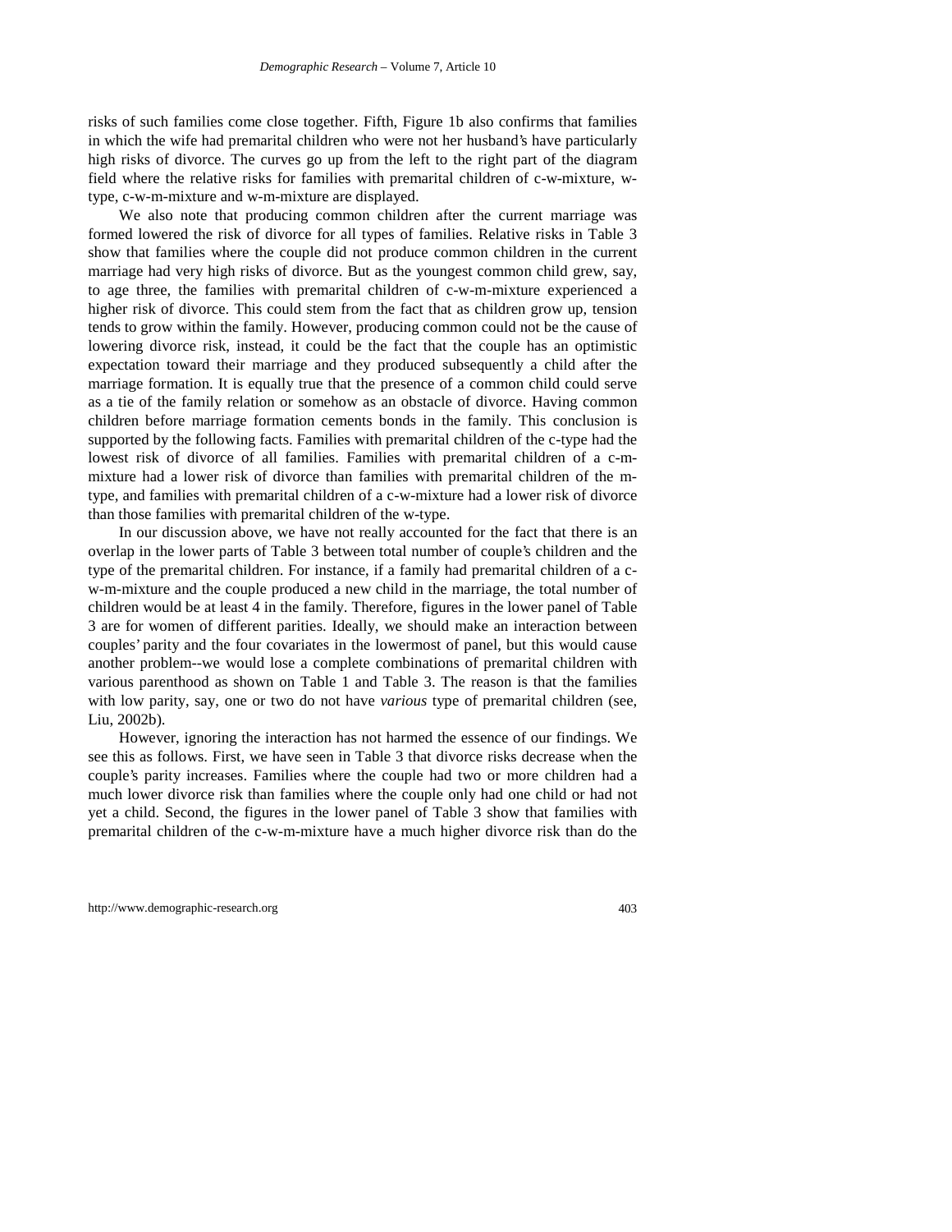risks of such families come close together. Fifth, Figure 1b also confirms that families in which the wife had premarital children who were not her husband's have particularly high risks of divorce. The curves go up from the left to the right part of the diagram field where the relative risks for families with premarital children of c-w-mixture, w-type, c-w-m-mixture and w-m-mixture are displayed.

We also note that producing common children after the current marriage was formed lowered the risk of divorce for all types of families. Relative risks in Table 3 show that families where the couple did not produce common children in the current marriage had very high risks of divorce. But as the youngest common child grew, say, to age three, the families with premarital children of c-w-m-mixture experienced a higher risk of divorce. This could stem from the fact that as children grow up, tension tends to grow within the family. However, producing common could not be the cause of lowering divorce risk, instead, it could be the fact that the couple has an optimistic expectation toward their marriage and they produced subsequently a child after the marriage formation. It is equally true that the presence of a common child could serve as a tie of the family relation or somehow as an obstacle of divorce. Having common children before marriage formation cements bonds in the family. This conclusion is supported by the following facts. Families with premarital children of the c-type had the lowest risk of divorce of all families. Families with premarital children of a c-m-mixture had a lower risk of divorce than families with premarital children of the m-type, and families with premarital children of a c-w-mixture had a lower risk of divorce than those families with premarital children of the w-type.

In our discussion above, we have not really accounted for the fact that there is an overlap in the lower parts of Table 3 between total number of couple's children and the type of the premarital children. For instance, if a family had premarital children of a c-w-m-mixture and the couple produced a new child in the marriage, the total number of children would be at least 4 in the family. Therefore, figures in the lower panel of Table 3 are for women of different parities. Ideally, we should make an interaction between couples' parity and the four covariates in the lowermost of panel, but this would cause another problem--we would lose a complete combinations of premarital children with various parenthood as shown on Table 1 and Table 3. The reason is that the families with low parity, say, one or two do not have *various* type of premarital children (see, Liu, 2002b).

However, ignoring the interaction has not harmed the essence of our findings. We see this as follows. First, we have seen in Table 3 that divorce risks decrease when the couple's parity increases. Families where the couple had two or more children had a much lower divorce risk than families where the couple only had one child or had not yet a child. Second, the figures in the lower panel of Table 3 show that families with premarital children of the c-w-m-mixture have a much higher divorce risk than do the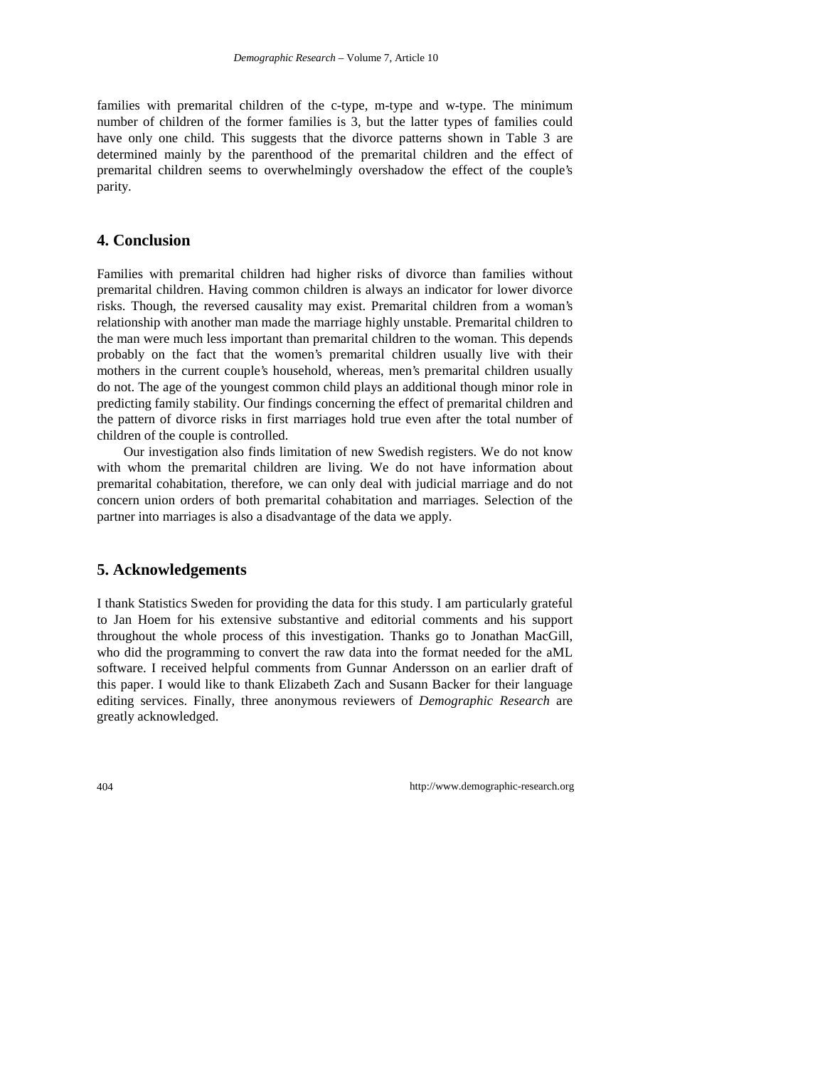families with premarital children of the c-type, m-type and w-type. The minimum number of children of the former families is 3, but the latter types of families could have only one child. This suggests that the divorce patterns shown in Table 3 are determined mainly by the parenthood of the premarital children and the effect of premarital children seems to overwhelmingly overshadow the effect of the couple's parity.

## 4. Conclusion

Families with premarital children had higher risks of divorce than families without premarital children. Having common children is always an indicator for lower divorce risks. Though, the reversed causality may exist. Premarital children from a woman's relationship with another man made the marriage highly unstable. Premarital children to the man were much less important than premarital children to the woman. This depends probably on the fact that the women's premarital children usually live with their mothers in the current couple's household, whereas, men's premarital children usually do not. The age of the youngest common child plays an additional though minor role in predicting family stability. Our findings concerning the effect of premarital children and the pattern of divorce risks in first marriages hold true even after the total number of children of the couple is controlled.

Our investigation also finds limitation of new Swedish registers. We do not know with whom the premarital children are living. We do not have information about premarital cohabitation, therefore, we can only deal with judicial marriage and do not concern union orders of both premarital cohabitation and marriages. Selection of the partner into marriages is also a disadvantage of the data we apply.

## 5. Acknowledgements

I thank Statistics Sweden for providing the data for this study. I am particularly grateful to Jan Hoem for his extensive substantive and editorial comments and his support throughout the whole process of this investigation. Thanks go to Jonathan MacGill, who did the programming to convert the raw data into the format needed for the aML software. I received helpful comments from Gunnar Andersson on an earlier draft of this paper. I would like to thank Elizabeth Zach and Susann Backer for their language editing services. Finally, three anonymous reviewers of *Demographic Research* are greatly acknowledged.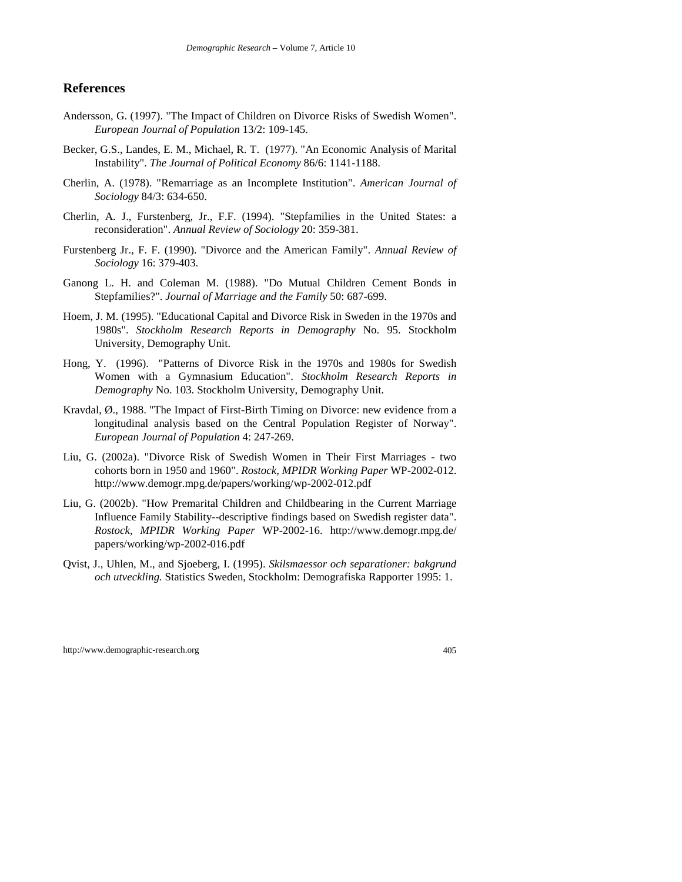## References

Andersson, G. (1997). "The Impact of Children on Divorce Risks of Swedish Women". *European Journal of Population* 13/2: 109-145.

Becker, G.S., Landes, E. M., Michael, R. T. (1977). "An Economic Analysis of Marital Instability". *The Journal of Political Economy* 86/6: 1141-1188.

Cherlin, A. (1978). "Remarriage as an Incomplete Institution". *American Journal of Sociology* 84/3: 634-650.

Cherlin, A. J., Furstenberg, Jr., F.F. (1994). "Stepfamilies in the United States: a reconsideration". *Annual Review of Sociology* 20: 359-381.

Furstenberg Jr., F. F. (1990). "Divorce and the American Family". *Annual Review of Sociology* 16: 379-403.

Ganong L. H. and Coleman M. (1988). "Do Mutual Children Cement Bonds in Stepfamilies?". *Journal of Marriage and the Family* 50: 687-699.

Hoem, J. M. (1995). "Educational Capital and Divorce Risk in Sweden in the 1970s and 1980s". *Stockholm Research Reports in Demography* No. 95. Stockholm University, Demography Unit.

Hong, Y. (1996). "Patterns of Divorce Risk in the 1970s and 1980s for Swedish Women with a Gymnasium Education". *Stockholm Research Reports in Demography* No. 103. Stockholm University, Demography Unit.

Kravdal, Ø., 1988. "The Impact of First-Birth Timing on Divorce: new evidence from a longitudinal analysis based on the Central Population Register of Norway". *European Journal of Population* 4: 247-269.

Liu, G. (2002a). "Divorce Risk of Swedish Women in Their First Marriages - two cohorts born in 1950 and 1960". *Rostock, MPIDR Working Paper* WP-2002-012. http://www.demogr.mpg.de/papers/working/wp-2002-012.pdf

Liu, G. (2002b). "How Premarital Children and Childbearing in the Current Marriage Influence Family Stability--descriptive findings based on Swedish register data". *Rostock, MPIDR Working Paper* WP-2002-16. http://www.demogr.mpg.de/papers/working/wp-2002-016.pdf

Qvist, J., Uhlen, M., and Sjoeberg, I. (1995). *Skilsmaessor och separationer: bakgrund och utveckling.* Statistics Sweden, Stockholm: Demografiska Rapporter 1995: 1.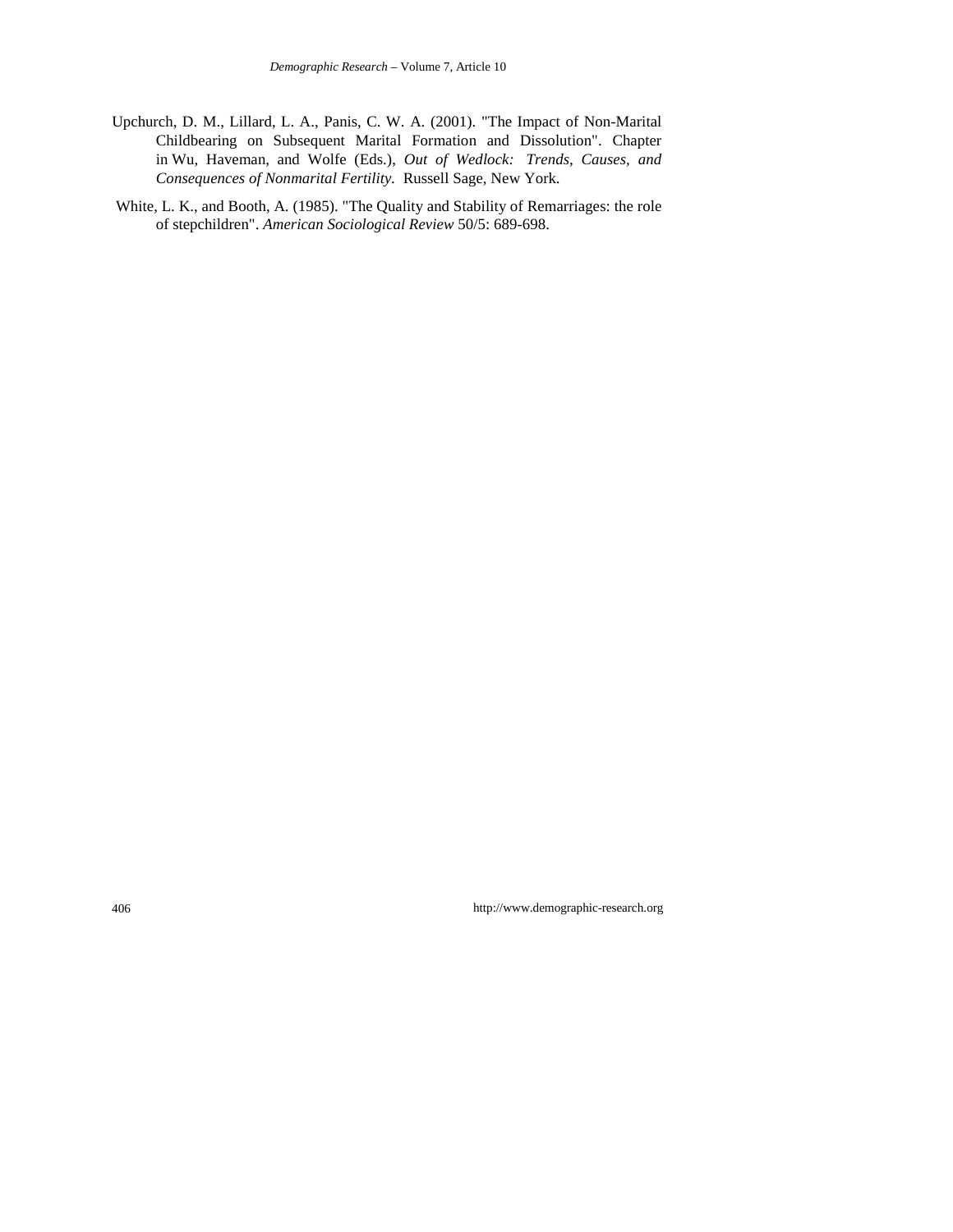Upchurch, D. M., Lillard, L. A., Panis, C. W. A. (2001). "The Impact of Non-Marital Childbearing on Subsequent Marital Formation and Dissolution". Chapter in Wu, Haveman, and Wolfe (Eds.), *Out of Wedlock: Trends, Causes, and Consequences of Nonmarital Fertility*. Russell Sage, New York.

White, L. K., and Booth, A. (1985). "The Quality and Stability of Remarriages: the role of stepchildren". *American Sociological Review* 50/5: 689-698.